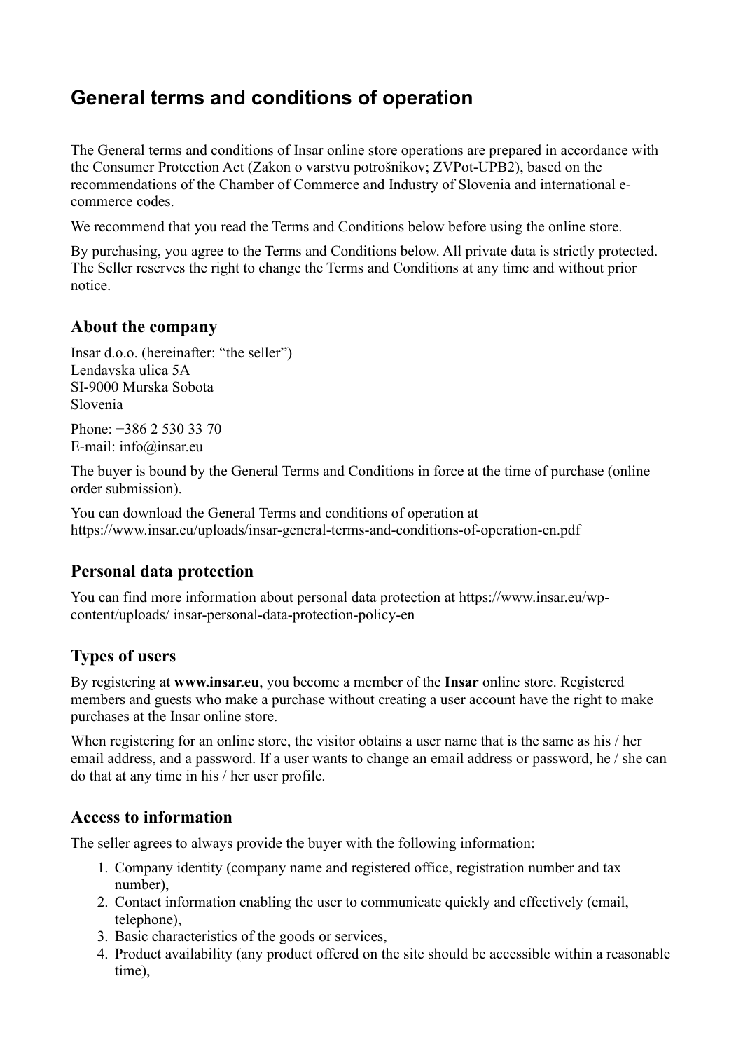# General terms and conditions of operation

The General terms and conditions of Insar online store operations are prepared in accordance with the Consumer Protection Act (Zakon o varstvu potrošnikov; ZVPot-UPB2), based on the recommendations of the Chamber of Commerce and Industry of Slovenia and international e-commerce codes.

We recommend that you read the Terms and Conditions below before using the online store.

By purchasing, you agree to the Terms and Conditions below. All private data is strictly protected. The Seller reserves the right to change the Terms and Conditions at any time and without prior notice.

## About the company

Insar d.o.o. (hereinafter: "the seller")
Lendavska ulica 5A
SI-9000 Murska Sobota
Slovenia

Phone: +386 2 530 33 70
E-mail: info@insar.eu

The buyer is bound by the General Terms and Conditions in force at the time of purchase (online order submission).

You can download the General Terms and conditions of operation at https://www.insar.eu/uploads/insar-general-terms-and-conditions-of-operation-en.pdf

## Personal data protection

You can find more information about personal data protection at https://www.insar.eu/wp-content/uploads/ insar-personal-data-protection-policy-en

## Types of users

By registering at **www.insar.eu**, you become a member of the **Insar** online store. Registered members and guests who make a purchase without creating a user account have the right to make purchases at the Insar online store.

When registering for an online store, the visitor obtains a user name that is the same as his / her email address, and a password. If a user wants to change an email address or password, he / she can do that at any time in his / her user profile.

## Access to information

The seller agrees to always provide the buyer with the following information:

1. Company identity (company name and registered office, registration number and tax number),
2. Contact information enabling the user to communicate quickly and effectively (email, telephone),
3. Basic characteristics of the goods or services,
4. Product availability (any product offered on the site should be accessible within a reasonable time),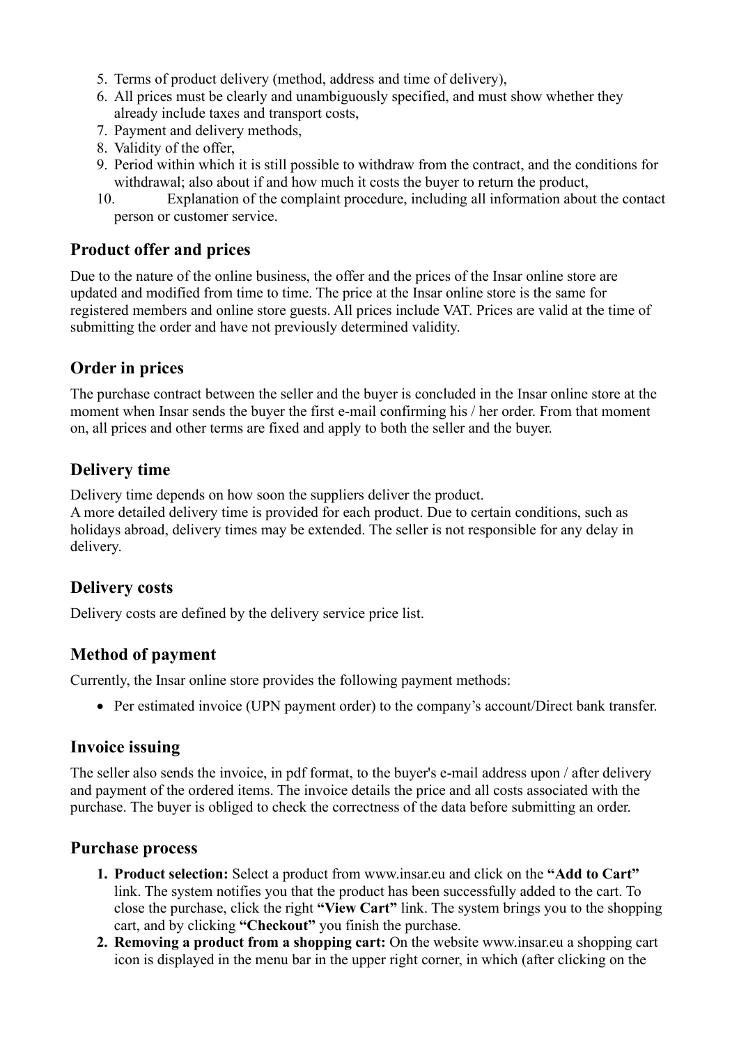5. Terms of product delivery (method, address and time of delivery),
6. All prices must be clearly and unambiguously specified, and must show whether they already include taxes and transport costs,
7. Payment and delivery methods,
8. Validity of the offer,
9. Period within which it is still possible to withdraw from the contract, and the conditions for withdrawal; also about if and how much it costs the buyer to return the product,
10. Explanation of the complaint procedure, including all information about the contact person or customer service.

## Product offer and prices

Due to the nature of the online business, the offer and the prices of the Insar online store are updated and modified from time to time. The price at the Insar online store is the same for registered members and online store guests. All prices include VAT. Prices are valid at the time of submitting the order and have not previously determined validity.

## Order in prices

The purchase contract between the seller and the buyer is concluded in the Insar online store at the moment when Insar sends the buyer the first e-mail confirming his / her order. From that moment on, all prices and other terms are fixed and apply to both the seller and the buyer.

## Delivery time

Delivery time depends on how soon the suppliers deliver the product.
A more detailed delivery time is provided for each product. Due to certain conditions, such as holidays abroad, delivery times may be extended. The seller is not responsible for any delay in delivery.

## Delivery costs

Delivery costs are defined by the delivery service price list.

## Method of payment

Currently, the Insar online store provides the following payment methods:

- Per estimated invoice (UPN payment order) to the company's account/Direct bank transfer.

## Invoice issuing

The seller also sends the invoice, in pdf format, to the buyer's e-mail address upon / after delivery and payment of the ordered items. The invoice details the price and all costs associated with the purchase. The buyer is obliged to check the correctness of the data before submitting an order.

## Purchase process

1. **Product selection:** Select a product from www.insar.eu and click on the **"Add to Cart"** link. The system notifies you that the product has been successfully added to the cart. To close the purchase, click the right **"View Cart"** link. The system brings you to the shopping cart, and by clicking **"Checkout"** you finish the purchase.
2. **Removing a product from a shopping cart:** On the website www.insar.eu a shopping cart icon is displayed in the menu bar in the upper right corner, in which (after clicking on the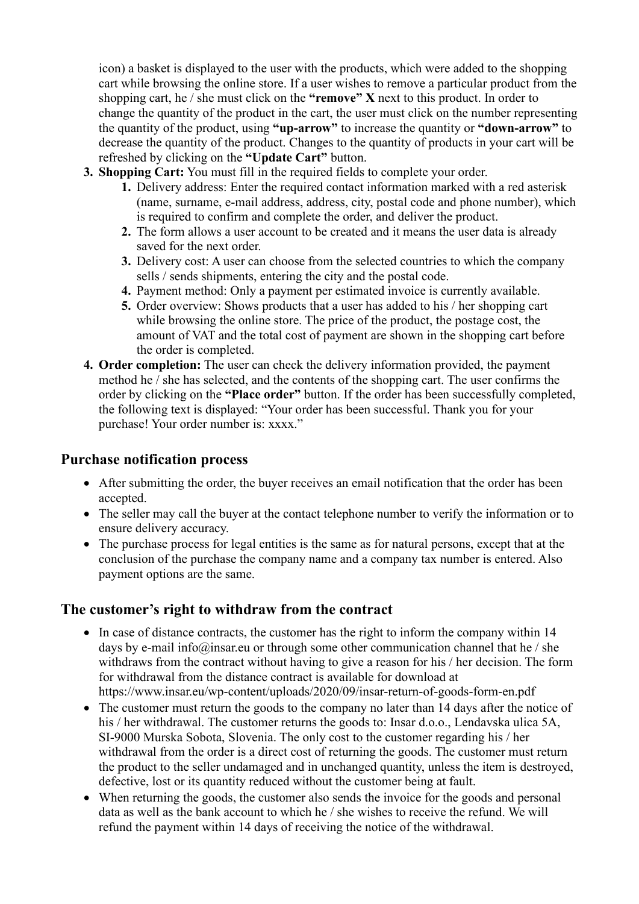icon) a basket is displayed to the user with the products, which were added to the shopping cart while browsing the online store. If a user wishes to remove a particular product from the shopping cart, he / she must click on the **"remove" X** next to this product. In order to change the quantity of the product in the cart, the user must click on the number representing the quantity of the product, using **"up-arrow"** to increase the quantity or **"down-arrow"** to decrease the quantity of the product. Changes to the quantity of products in your cart will be refreshed by clicking on the **"Update Cart"** button.

3. **Shopping Cart:** You must fill in the required fields to complete your order.
    1. Delivery address: Enter the required contact information marked with a red asterisk (name, surname, e-mail address, address, city, postal code and phone number), which is required to confirm and complete the order, and deliver the product.
    2. The form allows a user account to be created and it means the user data is already saved for the next order.
    3. Delivery cost: A user can choose from the selected countries to which the company sells / sends shipments, entering the city and the postal code.
    4. Payment method: Only a payment per estimated invoice is currently available.
    5. Order overview: Shows products that a user has added to his / her shopping cart while browsing the online store. The price of the product, the postage cost, the amount of VAT and the total cost of payment are shown in the shopping cart before the order is completed.
4. **Order completion:** The user can check the delivery information provided, the payment method he / she has selected, and the contents of the shopping cart. The user confirms the order by clicking on the **"Place order"** button. If the order has been successfully completed, the following text is displayed: "Your order has been successful. Thank you for your purchase! Your order number is: xxxx."

## Purchase notification process

- After submitting the order, the buyer receives an email notification that the order has been accepted.
- The seller may call the buyer at the contact telephone number to verify the information or to ensure delivery accuracy.
- The purchase process for legal entities is the same as for natural persons, except that at the conclusion of the purchase the company name and a company tax number is entered. Also payment options are the same.

## The customer's right to withdraw from the contract

- In case of distance contracts, the customer has the right to inform the company within 14 days by e-mail info@insar.eu or through some other communication channel that he / she withdraws from the contract without having to give a reason for his / her decision. The form for withdrawal from the distance contract is available for download at https://www.insar.eu/wp-content/uploads/2020/09/insar-return-of-goods-form-en.pdf
- The customer must return the goods to the company no later than 14 days after the notice of his / her withdrawal. The customer returns the goods to: Insar d.o.o., Lendavska ulica 5A, SI-9000 Murska Sobota, Slovenia. The only cost to the customer regarding his / her withdrawal from the order is a direct cost of returning the goods. The customer must return the product to the seller undamaged and in unchanged quantity, unless the item is destroyed, defective, lost or its quantity reduced without the customer being at fault.
- When returning the goods, the customer also sends the invoice for the goods and personal data as well as the bank account to which he / she wishes to receive the refund. We will refund the payment within 14 days of receiving the notice of the withdrawal.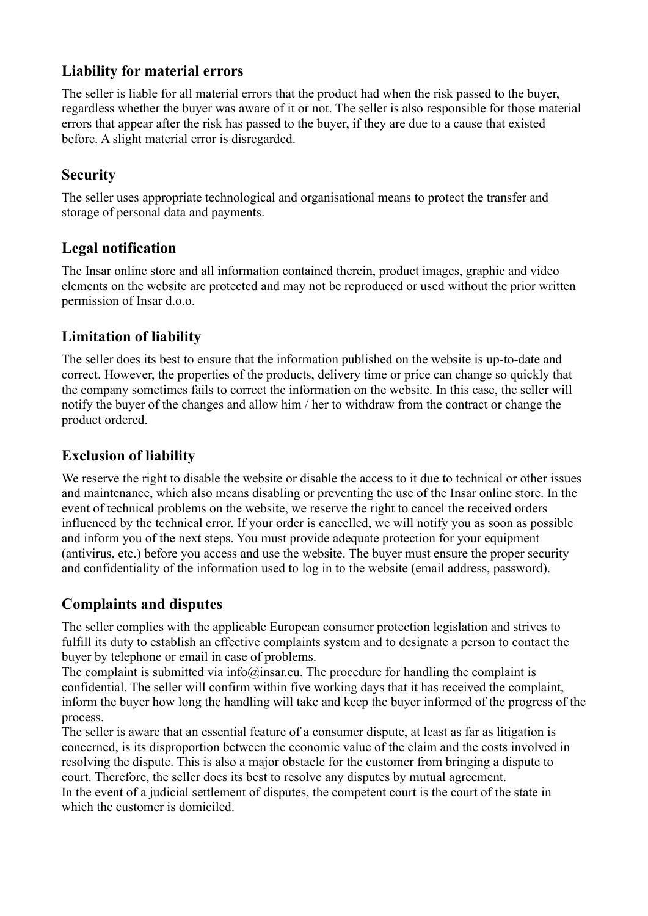## Liability for material errors

The seller is liable for all material errors that the product had when the risk passed to the buyer, regardless whether the buyer was aware of it or not. The seller is also responsible for those material errors that appear after the risk has passed to the buyer, if they are due to a cause that existed before. A slight material error is disregarded.

## Security

The seller uses appropriate technological and organisational means to protect the transfer and storage of personal data and payments.

## Legal notification

The Insar online store and all information contained therein, product images, graphic and video elements on the website are protected and may not be reproduced or used without the prior written permission of Insar d.o.o.

## Limitation of liability

The seller does its best to ensure that the information published on the website is up-to-date and correct. However, the properties of the products, delivery time or price can change so quickly that the company sometimes fails to correct the information on the website. In this case, the seller will notify the buyer of the changes and allow him / her to withdraw from the contract or change the product ordered.

## Exclusion of liability

We reserve the right to disable the website or disable the access to it due to technical or other issues and maintenance, which also means disabling or preventing the use of the Insar online store. In the event of technical problems on the website, we reserve the right to cancel the received orders influenced by the technical error. If your order is cancelled, we will notify you as soon as possible and inform you of the next steps. You must provide adequate protection for your equipment (antivirus, etc.) before you access and use the website. The buyer must ensure the proper security and confidentiality of the information used to log in to the website (email address, password).

## Complaints and disputes

The seller complies with the applicable European consumer protection legislation and strives to fulfill its duty to establish an effective complaints system and to designate a person to contact the buyer by telephone or email in case of problems.

The complaint is submitted via info@insar.eu. The procedure for handling the complaint is confidential. The seller will confirm within five working days that it has received the complaint, inform the buyer how long the handling will take and keep the buyer informed of the progress of the process.

The seller is aware that an essential feature of a consumer dispute, at least as far as litigation is concerned, is its disproportion between the economic value of the claim and the costs involved in resolving the dispute. This is also a major obstacle for the customer from bringing a dispute to court. Therefore, the seller does its best to resolve any disputes by mutual agreement.

In the event of a judicial settlement of disputes, the competent court is the court of the state in which the customer is domiciled.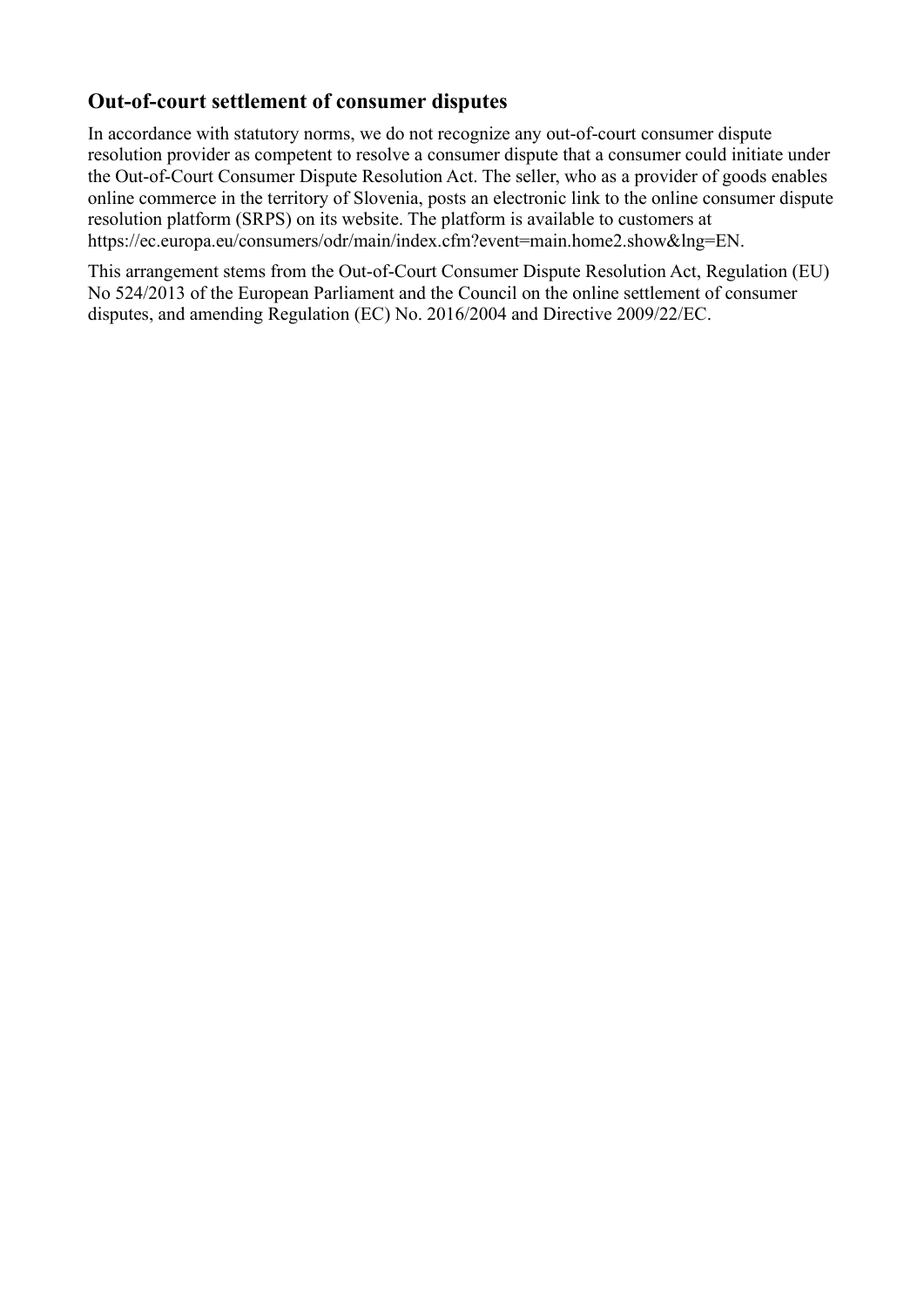## Out-of-court settlement of consumer disputes

In accordance with statutory norms, we do not recognize any out-of-court consumer dispute resolution provider as competent to resolve a consumer dispute that a consumer could initiate under the Out-of-Court Consumer Dispute Resolution Act. The seller, who as a provider of goods enables online commerce in the territory of Slovenia, posts an electronic link to the online consumer dispute resolution platform (SRPS) on its website. The platform is available to customers at https://ec.europa.eu/consumers/odr/main/index.cfm?event=main.home2.show&lng=EN.

This arrangement stems from the Out-of-Court Consumer Dispute Resolution Act, Regulation (EU) No 524/2013 of the European Parliament and the Council on the online settlement of consumer disputes, and amending Regulation (EC) No. 2016/2004 and Directive 2009/22/EC.